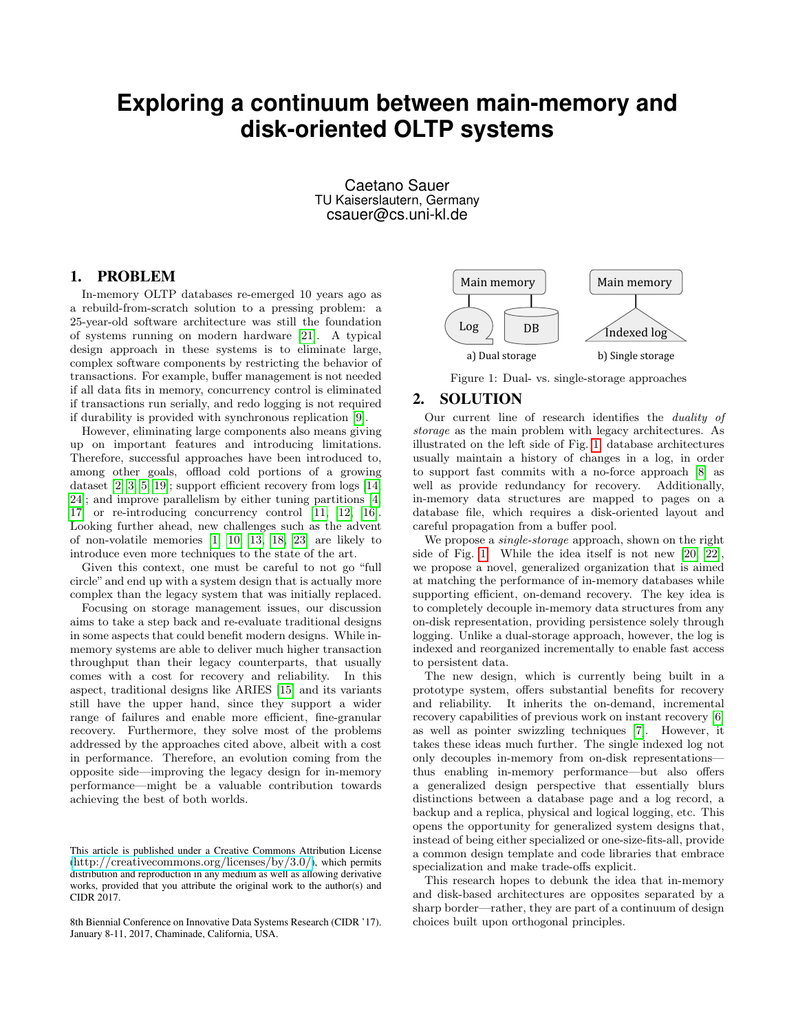# Exploring a continuum between main-memory and disk-oriented OLTP systems

Caetano Sauer
TU Kaiserslautern, Germany
csauer@cs.uni-kl.de

## 1. PROBLEM

In-memory OLTP databases re-emerged 10 years ago as a rebuild-from-scratch solution to a pressing problem: a 25-year-old software architecture was still the foundation of systems running on modern hardware [21]. A typical design approach in these systems is to eliminate large, complex software components by restricting the behavior of transactions. For example, buffer management is not needed if all data fits in memory, concurrency control is eliminated if transactions run serially, and redo logging is not required if durability is provided with synchronous replication [9].

However, eliminating large components also means giving up on important features and introducing limitations. Therefore, successful approaches have been introduced to, among other goals, offload cold portions of a growing dataset [2, 3, 5, 19]; support efficient recovery from logs [14, 24]; and improve parallelism by either tuning partitions [4, 17] or re-introducing concurrency control [11, 12, 16]. Looking further ahead, new challenges such as the advent of non-volatile memories [1, 10, 13, 18, 23] are likely to introduce even more techniques to the state of the art.

Given this context, one must be careful to not go "full circle" and end up with a system design that is actually more complex than the legacy system that was initially replaced.

Focusing on storage management issues, our discussion aims to take a step back and re-evaluate traditional designs in some aspects that could benefit modern designs. While in-memory systems are able to deliver much higher transaction throughput than their legacy counterparts, that usually comes with a cost for recovery and reliability. In this aspect, traditional designs like ARIES [15] and its variants still have the upper hand, since they support a wider range of failures and enable more efficient, fine-granular recovery. Furthermore, they solve most of the problems addressed by the approaches cited above, albeit with a cost in performance. Therefore, an evolution coming from the opposite side—improving the legacy design for in-memory performance—might be a valuable contribution towards achieving the best of both worlds.

This article is published under a Creative Commons Attribution License (http://creativecommons.org/licenses/by/3.0/), which permits distribution and reproduction in any medium as well as allowing derivative works, provided that you attribute the original work to the author(s) and CIDR 2017.

8th Biennial Conference on Innovative Data Systems Research (CIDR '17). January 8-11, 2017, Chaminade, California, USA.

Main memory — Log, DB
a) Dual storage

Main memory — Indexed log
b) Single storage

Figure 1: Dual- vs. single-storage approaches

## 2. SOLUTION

Our current line of research identifies the *duality of storage* as the main problem with legacy architectures. As illustrated on the left side of Fig. 1, database architectures usually maintain a history of changes in a log, in order to support fast commits with a no-force approach [8] as well as provide redundancy for recovery. Additionally, in-memory data structures are mapped to pages on a database file, which requires a disk-oriented layout and careful propagation from a buffer pool.

We propose a *single-storage* approach, shown on the right side of Fig. 1. While the idea itself is not new [20, 22], we propose a novel, generalized organization that is aimed at matching the performance of in-memory databases while supporting efficient, on-demand recovery. The key idea is to completely decouple in-memory data structures from any on-disk representation, providing persistence solely through logging. Unlike a dual-storage approach, however, the log is indexed and reorganized incrementally to enable fast access to persistent data.

The new design, which is currently being built in a prototype system, offers substantial benefits for recovery and reliability. It inherits the on-demand, incremental recovery capabilities of previous work on instant recovery [6] as well as pointer swizzling techniques [7]. However, it takes these ideas much further. The single indexed log not only decouples in-memory from on-disk representations—thus enabling in-memory performance—but also offers a generalized design perspective that essentially blurs distinctions between a database page and a log record, a backup and a replica, physical and logical logging, etc. This opens the opportunity for generalized system designs that, instead of being either specialized or one-size-fits-all, provide a common design template and code libraries that embrace specialization and make trade-offs explicit.

This research hopes to debunk the idea that in-memory and disk-based architectures are opposites separated by a sharp border—rather, they are part of a continuum of design choices built upon orthogonal principles.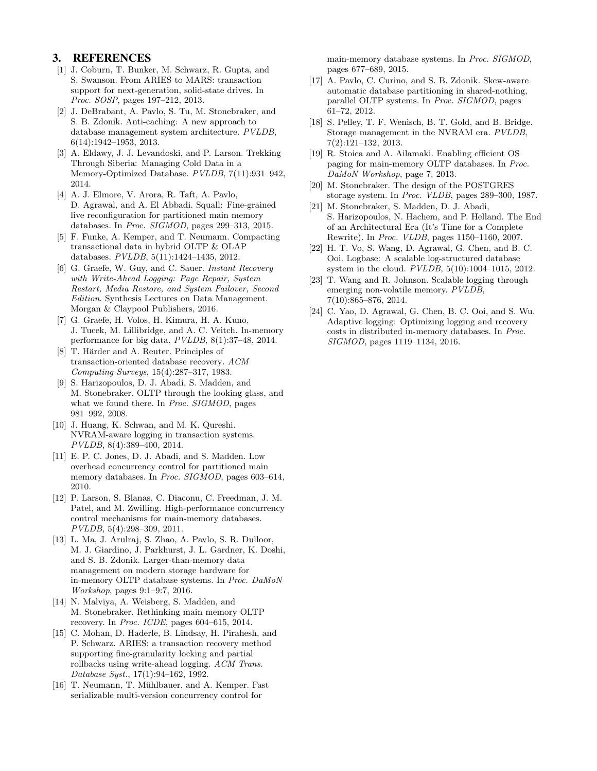## 3. REFERENCES

[1] J. Coburn, T. Bunker, M. Schwarz, R. Gupta, and S. Swanson. From ARIES to MARS: transaction support for next-generation, solid-state drives. In *Proc. SOSP*, pages 197–212, 2013.

[2] J. DeBrabant, A. Pavlo, S. Tu, M. Stonebraker, and S. B. Zdonik. Anti-caching: A new approach to database management system architecture. *PVLDB*, 6(14):1942–1953, 2013.

[3] A. Eldawy, J. J. Levandoski, and P. Larson. Trekking Through Siberia: Managing Cold Data in a Memory-Optimized Database. *PVLDB*, 7(11):931–942, 2014.

[4] A. J. Elmore, V. Arora, R. Taft, A. Pavlo, D. Agrawal, and A. El Abbadi. Squall: Fine-grained live reconfiguration for partitioned main memory databases. In *Proc. SIGMOD*, pages 299–313, 2015.

[5] F. Funke, A. Kemper, and T. Neumann. Compacting transactional data in hybrid OLTP & OLAP databases. *PVLDB*, 5(11):1424–1435, 2012.

[6] G. Graefe, W. Guy, and C. Sauer. *Instant Recovery with Write-Ahead Logging: Page Repair, System Restart, Media Restore, and System Failover, Second Edition*. Synthesis Lectures on Data Management. Morgan & Claypool Publishers, 2016.

[7] G. Graefe, H. Volos, H. Kimura, H. A. Kuno, J. Tucek, M. Lillibridge, and A. C. Veitch. In-memory performance for big data. *PVLDB*, 8(1):37–48, 2014.

[8] T. Härder and A. Reuter. Principles of transaction-oriented database recovery. *ACM Computing Surveys*, 15(4):287–317, 1983.

[9] S. Harizopoulos, D. J. Abadi, S. Madden, and M. Stonebraker. OLTP through the looking glass, and what we found there. In *Proc. SIGMOD*, pages 981–992, 2008.

[10] J. Huang, K. Schwan, and M. K. Qureshi. NVRAM-aware logging in transaction systems. *PVLDB*, 8(4):389–400, 2014.

[11] E. P. C. Jones, D. J. Abadi, and S. Madden. Low overhead concurrency control for partitioned main memory databases. In *Proc. SIGMOD*, pages 603–614, 2010.

[12] P. Larson, S. Blanas, C. Diaconu, C. Freedman, J. M. Patel, and M. Zwilling. High-performance concurrency control mechanisms for main-memory databases. *PVLDB*, 5(4):298–309, 2011.

[13] L. Ma, J. Arulraj, S. Zhao, A. Pavlo, S. R. Dulloor, M. J. Giardino, J. Parkhurst, J. L. Gardner, K. Doshi, and S. B. Zdonik. Larger-than-memory data management on modern storage hardware for in-memory OLTP database systems. In *Proc. DaMoN Workshop*, pages 9:1–9:7, 2016.

[14] N. Malviya, A. Weisberg, S. Madden, and M. Stonebraker. Rethinking main memory OLTP recovery. In *Proc. ICDE*, pages 604–615, 2014.

[15] C. Mohan, D. Haderle, B. Lindsay, H. Pirahesh, and P. Schwarz. ARIES: a transaction recovery method supporting fine-granularity locking and partial rollbacks using write-ahead logging. *ACM Trans. Database Syst.*, 17(1):94–162, 1992.

[16] T. Neumann, T. Mühlbauer, and A. Kemper. Fast serializable multi-version concurrency control for main-memory database systems. In *Proc. SIGMOD*, pages 677–689, 2015.

[17] A. Pavlo, C. Curino, and S. B. Zdonik. Skew-aware automatic database partitioning in shared-nothing, parallel OLTP systems. In *Proc. SIGMOD*, pages 61–72, 2012.

[18] S. Pelley, T. F. Wenisch, B. T. Gold, and B. Bridge. Storage management in the NVRAM era. *PVLDB*, 7(2):121–132, 2013.

[19] R. Stoica and A. Ailamaki. Enabling efficient OS paging for main-memory OLTP databases. In *Proc. DaMoN Workshop*, page 7, 2013.

[20] M. Stonebraker. The design of the POSTGRES storage system. In *Proc. VLDB*, pages 289–300, 1987.

[21] M. Stonebraker, S. Madden, D. J. Abadi, S. Harizopoulos, N. Hachem, and P. Helland. The End of an Architectural Era (It's Time for a Complete Rewrite). In *Proc. VLDB*, pages 1150–1160, 2007.

[22] H. T. Vo, S. Wang, D. Agrawal, G. Chen, and B. C. Ooi. Logbase: A scalable log-structured database system in the cloud. *PVLDB*, 5(10):1004–1015, 2012.

[23] T. Wang and R. Johnson. Scalable logging through emerging non-volatile memory. *PVLDB*, 7(10):865–876, 2014.

[24] C. Yao, D. Agrawal, G. Chen, B. C. Ooi, and S. Wu. Adaptive logging: Optimizing logging and recovery costs in distributed in-memory databases. In *Proc. SIGMOD*, pages 1119–1134, 2016.